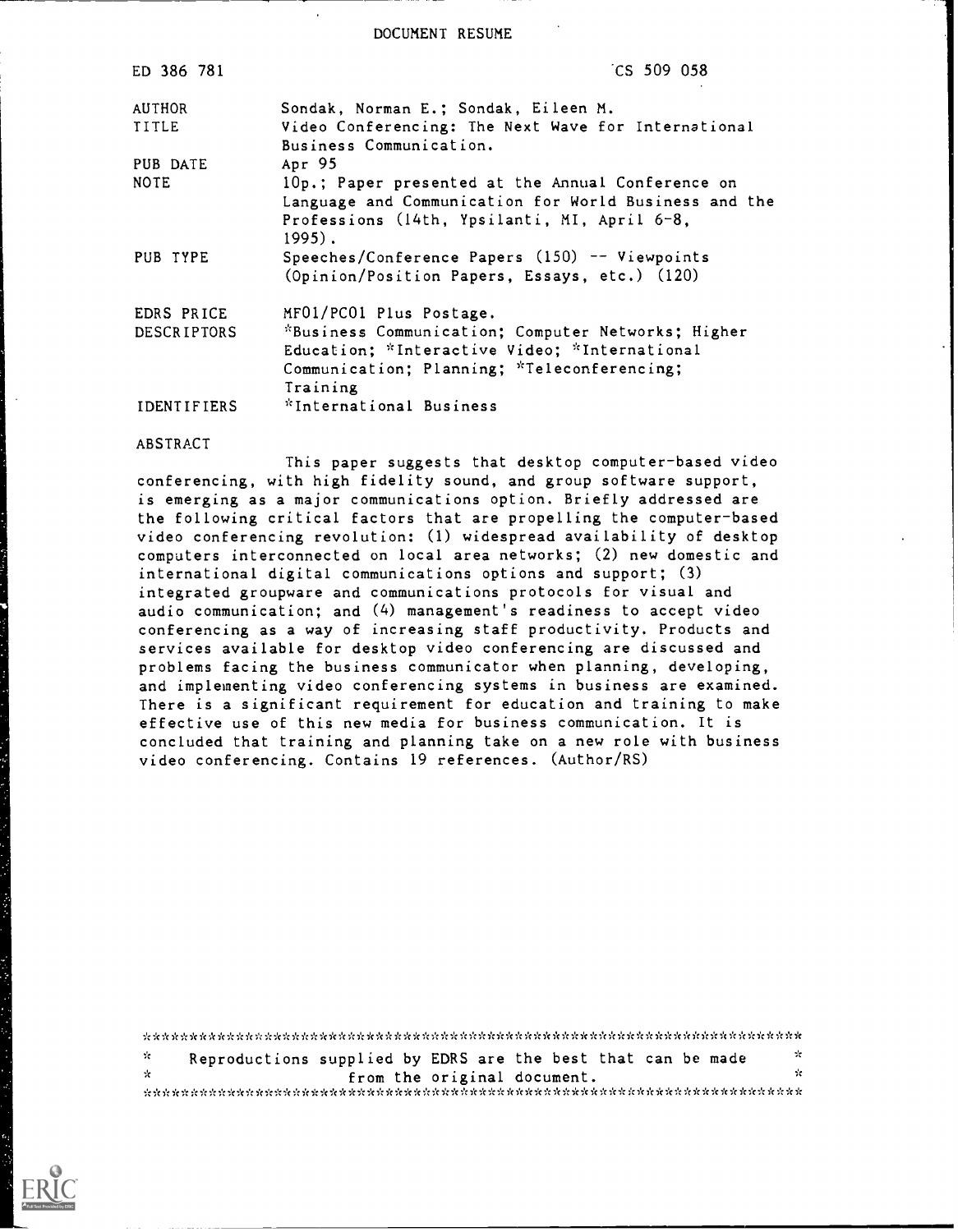DOCUMENT RESUME

| | |
|---|---|
| ED 386 781 | CS 509 058 |
| AUTHOR | Sondak, Norman E.; Sondak, Eileen M. |
| TITLE | Video Conferencing: The Next Wave for International Business Communication. |
| PUB DATE | Apr 95 |
| NOTE | 10p.; Paper presented at the Annual Conference on Language and Communication for World Business and the Professions (14th, Ypsilanti, MI, April 6-8, 1995). |
| PUB TYPE | Speeches/Conference Papers (150) -- Viewpoints (Opinion/Position Papers, Essays, etc.) (120) |
| EDRS PRICE | MF01/PC01 Plus Postage. |
| DESCRIPTORS | *Business Communication; Computer Networks; Higher Education; *Interactive Video; *International Communication; Planning; *Teleconferencing; Training |
| IDENTIFIERS | *International Business |

ABSTRACT

This paper suggests that desktop computer-based video conferencing, with high fidelity sound, and group software support, is emerging as a major communications option. Briefly addressed are the following critical factors that are propelling the computer-based video conferencing revolution: (1) widespread availability of desktop computers interconnected on local area networks; (2) new domestic and international digital communications options and support; (3) integrated groupware and communications protocols for visual and audio communication; and (4) management's readiness to accept video conferencing as a way of increasing staff productivity. Products and services available for desktop video conferencing are discussed and problems facing the business communicator when planning, developing, and implementing video conferencing systems in business are examined. There is a significant requirement for education and training to make effective use of this new media for business communication. It is concluded that training and planning take on a new role with business video conferencing. Contains 19 references. (Author/RS)

***********************************************************************

* Reproductions supplied by EDRS are the best that can be made *
* from the original document. *

***********************************************************************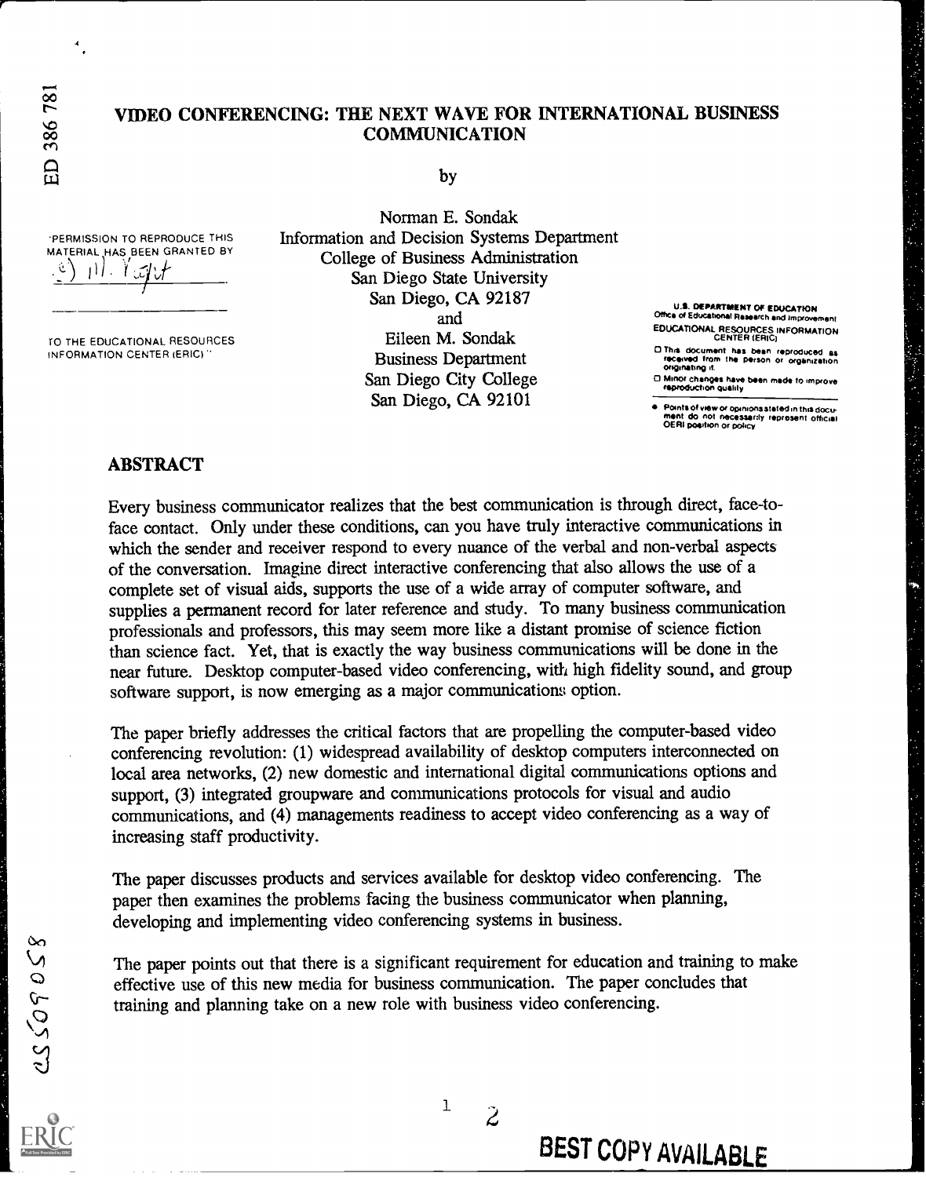# VIDEO CONFERENCING: THE NEXT WAVE FOR INTERNATIONAL BUSINESS COMMUNICATION

by

Norman E. Sondak
Information and Decision Systems Department
College of Business Administration
San Diego State University
San Diego, CA 92187
and
Eileen M. Sondak
Business Department
San Diego City College
San Diego, CA 92101

## ABSTRACT

Every business communicator realizes that the best communication is through direct, face-to-face contact. Only under these conditions, can you have truly interactive communications in which the sender and receiver respond to every nuance of the verbal and non-verbal aspects of the conversation. Imagine direct interactive conferencing that also allows the use of a complete set of visual aids, supports the use of a wide array of computer software, and supplies a permanent record for later reference and study. To many business communication professionals and professors, this may seem more like a distant promise of science fiction than science fact. Yet, that is exactly the way business communications will be done in the near future. Desktop computer-based video conferencing, with high fidelity sound, and group software support, is now emerging as a major communications option.

The paper briefly addresses the critical factors that are propelling the computer-based video conferencing revolution: (1) widespread availability of desktop computers interconnected on local area networks, (2) new domestic and international digital communications options and support, (3) integrated groupware and communications protocols for visual and audio communications, and (4) managements readiness to accept video conferencing as a way of increasing staff productivity.

The paper discusses products and services available for desktop video conferencing. The paper then examines the problems facing the business communicator when planning, developing and implementing video conferencing systems in business.

The paper points out that there is a significant requirement for education and training to make effective use of this new media for business communication. The paper concludes that training and planning take on a new role with business video conferencing.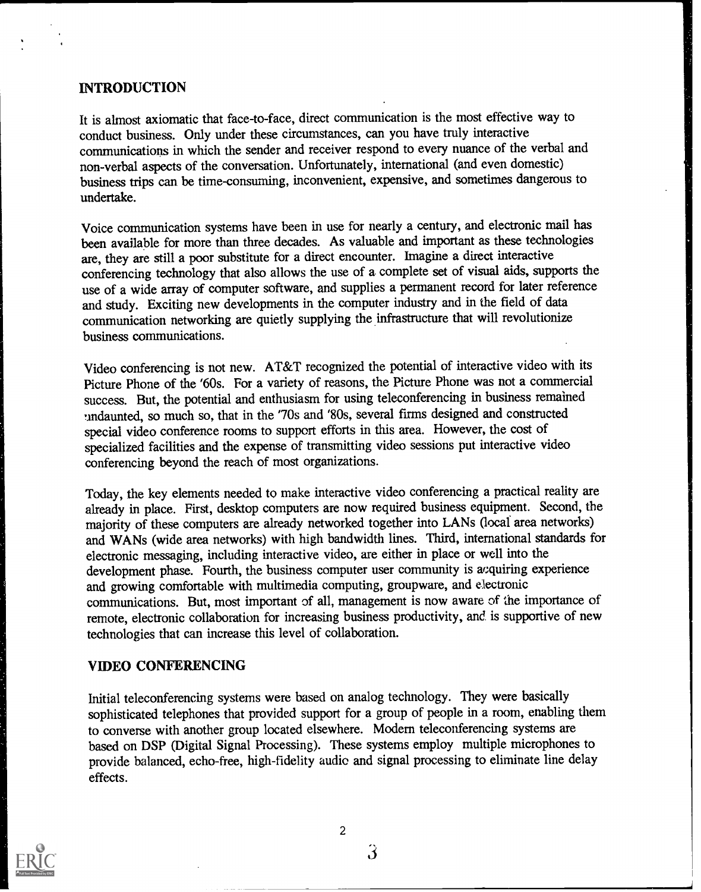## INTRODUCTION

It is almost axiomatic that face-to-face, direct communication is the most effective way to conduct business. Only under these circumstances, can you have truly interactive communications in which the sender and receiver respond to every nuance of the verbal and non-verbal aspects of the conversation. Unfortunately, international (and even domestic) business trips can be time-consuming, inconvenient, expensive, and sometimes dangerous to undertake.

Voice communication systems have been in use for nearly a century, and electronic mail has been available for more than three decades. As valuable and important as these technologies are, they are still a poor substitute for a direct encounter. Imagine a direct interactive conferencing technology that also allows the use of a complete set of visual aids, supports the use of a wide array of computer software, and supplies a permanent record for later reference and study. Exciting new developments in the computer industry and in the field of data communication networking are quietly supplying the infrastructure that will revolutionize business communications.

Video conferencing is not new. AT&T recognized the potential of interactive video with its Picture Phone of the '60s. For a variety of reasons, the Picture Phone was not a commercial success. But, the potential and enthusiasm for using teleconferencing in business remained undaunted, so much so, that in the '70s and '80s, several firms designed and constructed special video conference rooms to support efforts in this area. However, the cost of specialized facilities and the expense of transmitting video sessions put interactive video conferencing beyond the reach of most organizations.

Today, the key elements needed to make interactive video conferencing a practical reality are already in place. First, desktop computers are now required business equipment. Second, the majority of these computers are already networked together into LANs (local area networks) and WANs (wide area networks) with high bandwidth lines. Third, international standards for electronic messaging, including interactive video, are either in place or well into the development phase. Fourth, the business computer user community is acquiring experience and growing comfortable with multimedia computing, groupware, and electronic communications. But, most important of all, management is now aware of the importance of remote, electronic collaboration for increasing business productivity, and is supportive of new technologies that can increase this level of collaboration.

## VIDEO CONFERENCING

Initial teleconferencing systems were based on analog technology. They were basically sophisticated telephones that provided support for a group of people in a room, enabling them to converse with another group located elsewhere. Modern teleconferencing systems are based on DSP (Digital Signal Processing). These systems employ multiple microphones to provide balanced, echo-free, high-fidelity audio and signal processing to eliminate line delay effects.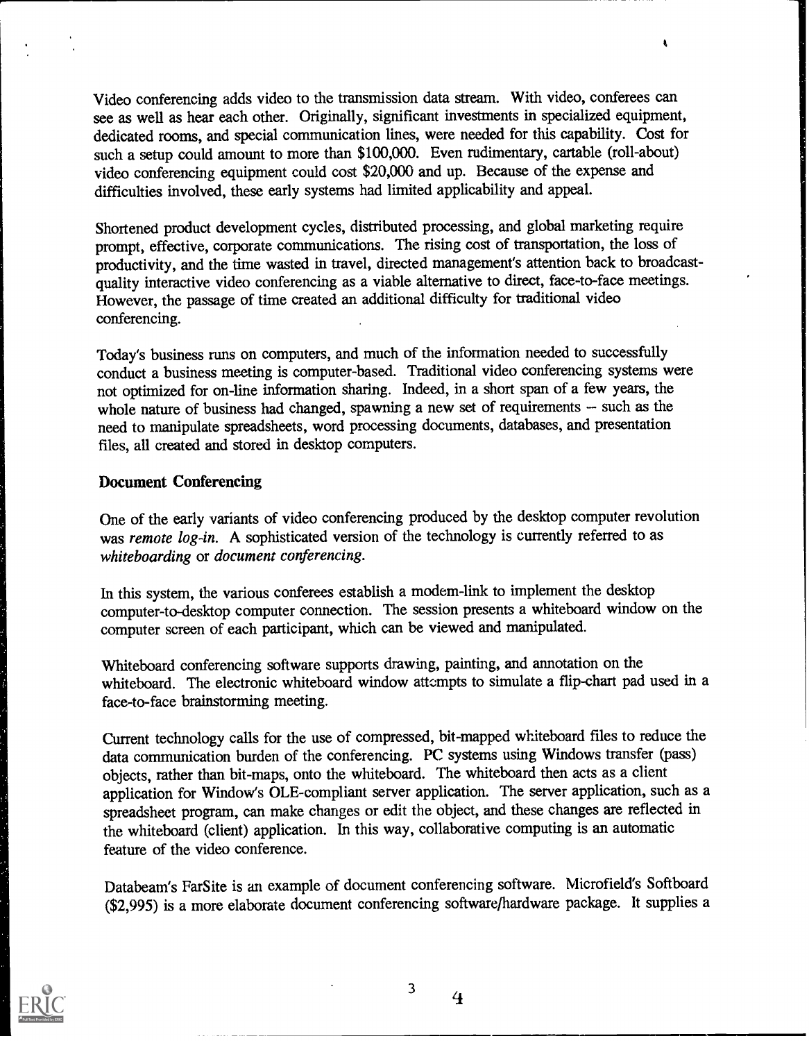Video conferencing adds video to the transmission data stream. With video, conferees can see as well as hear each other. Originally, significant investments in specialized equipment, dedicated rooms, and special communication lines, were needed for this capability. Cost for such a setup could amount to more than $100,000. Even rudimentary, cartable (roll-about) video conferencing equipment could cost $20,000 and up. Because of the expense and difficulties involved, these early systems had limited applicability and appeal.

Shortened product development cycles, distributed processing, and global marketing require prompt, effective, corporate communications. The rising cost of transportation, the loss of productivity, and the time wasted in travel, directed management's attention back to broadcast-quality interactive video conferencing as a viable alternative to direct, face-to-face meetings. However, the passage of time created an additional difficulty for traditional video conferencing.

Today's business runs on computers, and much of the information needed to successfully conduct a business meeting is computer-based. Traditional video conferencing systems were not optimized for on-line information sharing. Indeed, in a short span of a few years, the whole nature of business had changed, spawning a new set of requirements -- such as the need to manipulate spreadsheets, word processing documents, databases, and presentation files, all created and stored in desktop computers.

### Document Conferencing

One of the early variants of video conferencing produced by the desktop computer revolution was *remote log-in*. A sophisticated version of the technology is currently referred to as *whiteboarding* or *document conferencing*.

In this system, the various conferees establish a modem-link to implement the desktop computer-to-desktop computer connection. The session presents a whiteboard window on the computer screen of each participant, which can be viewed and manipulated.

Whiteboard conferencing software supports drawing, painting, and annotation on the whiteboard. The electronic whiteboard window attempts to simulate a flip-chart pad used in a face-to-face brainstorming meeting.

Current technology calls for the use of compressed, bit-mapped whiteboard files to reduce the data communication burden of the conferencing. PC systems using Windows transfer (pass) objects, rather than bit-maps, onto the whiteboard. The whiteboard then acts as a client application for Window's OLE-compliant server application. The server application, such as a spreadsheet program, can make changes or edit the object, and these changes are reflected in the whiteboard (client) application. In this way, collaborative computing is an automatic feature of the video conference.

Databeam's FarSite is an example of document conferencing software. Microfield's Softboard ($2,995) is a more elaborate document conferencing software/hardware package. It supplies a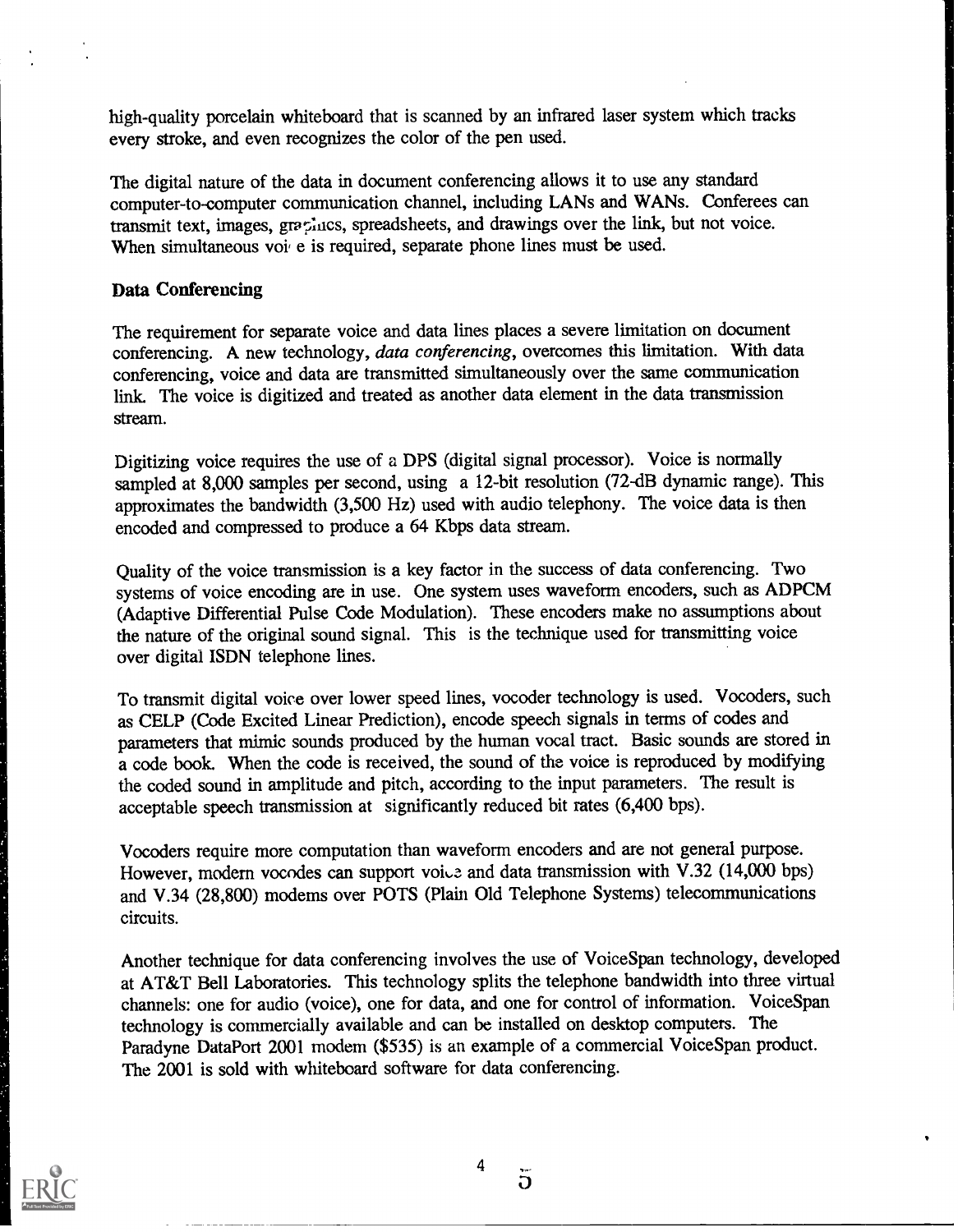high-quality porcelain whiteboard that is scanned by an infrared laser system which tracks every stroke, and even recognizes the color of the pen used.

The digital nature of the data in document conferencing allows it to use any standard computer-to-computer communication channel, including LANs and WANs. Conferees can transmit text, images, graphics, spreadsheets, and drawings over the link, but not voice. When simultaneous voice is required, separate phone lines must be used.

**Data Conferencing**

The requirement for separate voice and data lines places a severe limitation on document conferencing. A new technology, *data conferencing*, overcomes this limitation. With data conferencing, voice and data are transmitted simultaneously over the same communication link. The voice is digitized and treated as another data element in the data transmission stream.

Digitizing voice requires the use of a DPS (digital signal processor). Voice is normally sampled at 8,000 samples per second, using a 12-bit resolution (72-dB dynamic range). This approximates the bandwidth (3,500 Hz) used with audio telephony. The voice data is then encoded and compressed to produce a 64 Kbps data stream.

Quality of the voice transmission is a key factor in the success of data conferencing. Two systems of voice encoding are in use. One system uses waveform encoders, such as ADPCM (Adaptive Differential Pulse Code Modulation). These encoders make no assumptions about the nature of the original sound signal. This is the technique used for transmitting voice over digital ISDN telephone lines.

To transmit digital voice over lower speed lines, vocoder technology is used. Vocoders, such as CELP (Code Excited Linear Prediction), encode speech signals in terms of codes and parameters that mimic sounds produced by the human vocal tract. Basic sounds are stored in a code book. When the code is received, the sound of the voice is reproduced by modifying the coded sound in amplitude and pitch, according to the input parameters. The result is acceptable speech transmission at significantly reduced bit rates (6,400 bps).

Vocoders require more computation than waveform encoders and are not general purpose. However, modern vocodes can support voice and data transmission with V.32 (14,000 bps) and V.34 (28,800) modems over POTS (Plain Old Telephone Systems) telecommunications circuits.

Another technique for data conferencing involves the use of VoiceSpan technology, developed at AT&T Bell Laboratories. This technology splits the telephone bandwidth into three virtual channels: one for audio (voice), one for data, and one for control of information. VoiceSpan technology is commercially available and can be installed on desktop computers. The Paradyne DataPort 2001 modem ($535) is an example of a commercial VoiceSpan product. The 2001 is sold with whiteboard software for data conferencing.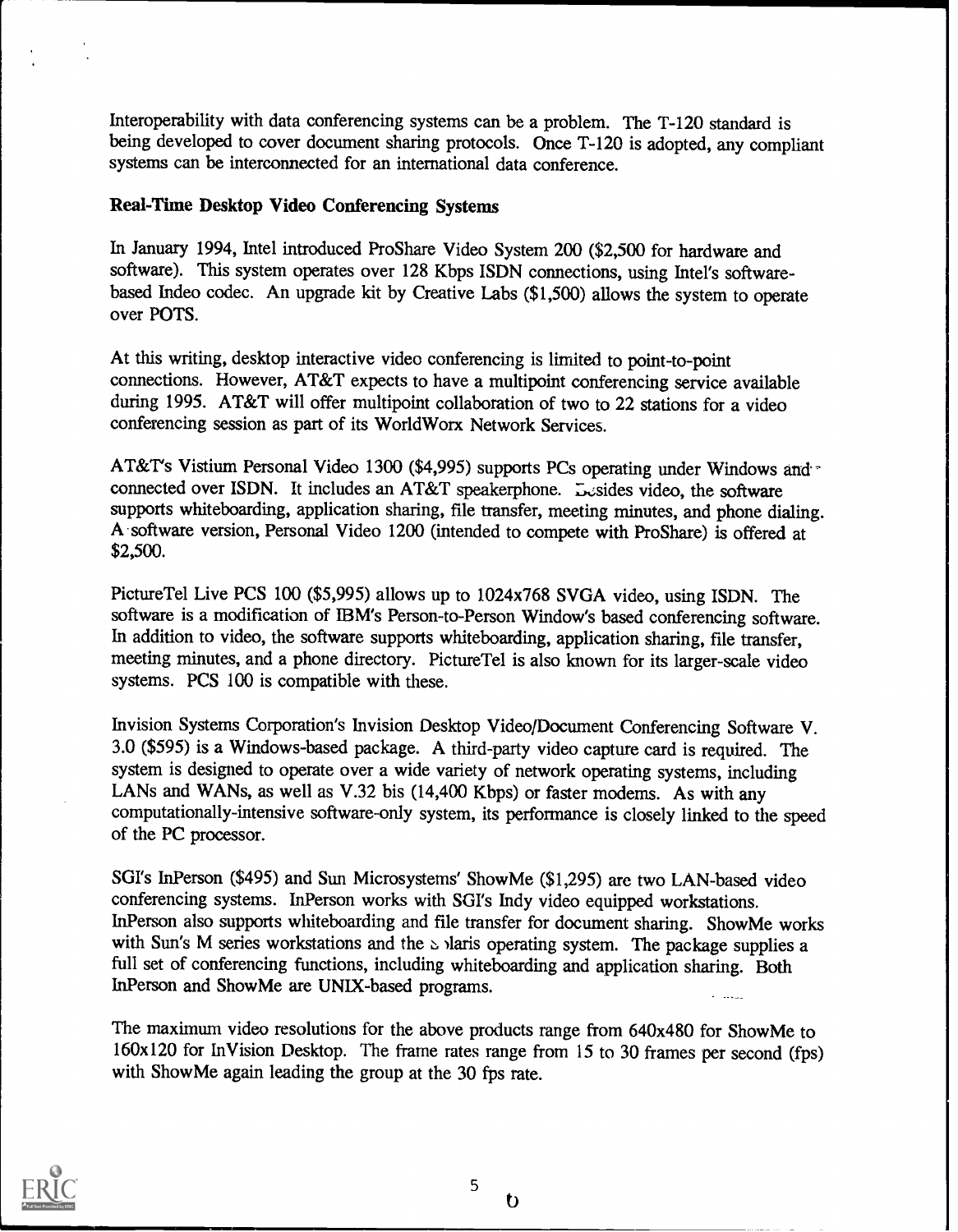Interoperability with data conferencing systems can be a problem. The T-120 standard is being developed to cover document sharing protocols. Once T-120 is adopted, any compliant systems can be interconnected for an international data conference.

**Real-Time Desktop Video Conferencing Systems**

In January 1994, Intel introduced ProShare Video System 200 ($2,500 for hardware and software). This system operates over 128 Kbps ISDN connections, using Intel's software-based Indeo codec. An upgrade kit by Creative Labs ($1,500) allows the system to operate over POTS.

At this writing, desktop interactive video conferencing is limited to point-to-point connections. However, AT&T expects to have a multipoint conferencing service available during 1995. AT&T will offer multipoint collaboration of two to 22 stations for a video conferencing session as part of its WorldWorx Network Services.

AT&T's Vistium Personal Video 1300 ($4,995) supports PCs operating under Windows and connected over ISDN. It includes an AT&T speakerphone. Besides video, the software supports whiteboarding, application sharing, file transfer, meeting minutes, and phone dialing. A software version, Personal Video 1200 (intended to compete with ProShare) is offered at $2,500.

PictureTel Live PCS 100 ($5,995) allows up to 1024x768 SVGA video, using ISDN. The software is a modification of IBM's Person-to-Person Window's based conferencing software. In addition to video, the software supports whiteboarding, application sharing, file transfer, meeting minutes, and a phone directory. PictureTel is also known for its larger-scale video systems. PCS 100 is compatible with these.

Invision Systems Corporation's Invision Desktop Video/Document Conferencing Software V. 3.0 ($595) is a Windows-based package. A third-party video capture card is required. The system is designed to operate over a wide variety of network operating systems, including LANs and WANs, as well as V.32 bis (14,400 Kbps) or faster modems. As with any computationally-intensive software-only system, its performance is closely linked to the speed of the PC processor.

SGI's InPerson ($495) and Sun Microsystems' ShowMe ($1,295) are two LAN-based video conferencing systems. InPerson works with SGI's Indy video equipped workstations. InPerson also supports whiteboarding and file transfer for document sharing. ShowMe works with Sun's M series workstations and the Solaris operating system. The package supplies a full set of conferencing functions, including whiteboarding and application sharing. Both InPerson and ShowMe are UNIX-based programs.

The maximum video resolutions for the above products range from 640x480 for ShowMe to 160x120 for InVision Desktop. The frame rates range from 15 to 30 frames per second (fps) with ShowMe again leading the group at the 30 fps rate.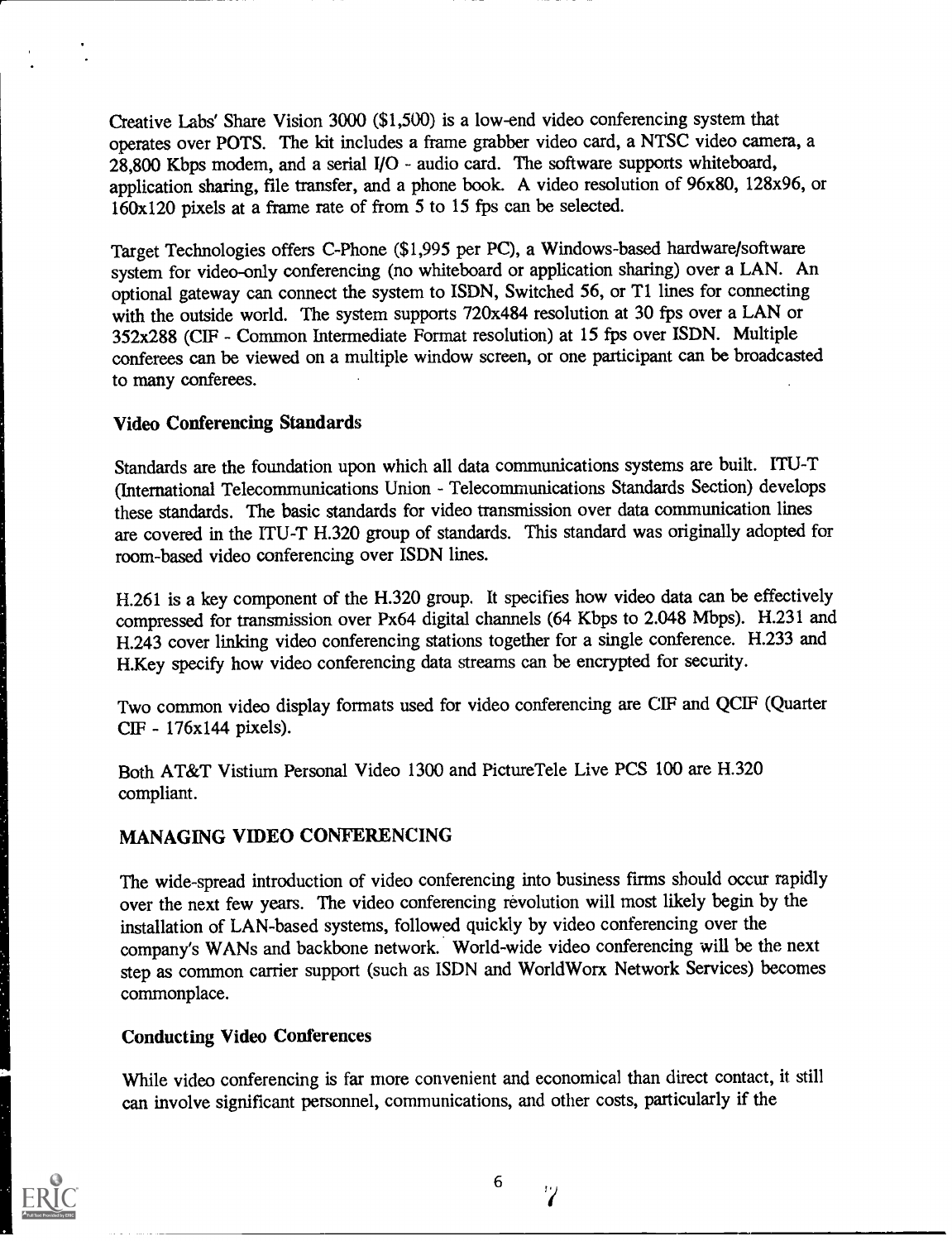Creative Labs' Share Vision 3000 ($1,500) is a low-end video conferencing system that operates over POTS. The kit includes a frame grabber video card, a NTSC video camera, a 28,800 Kbps modem, and a serial I/O - audio card. The software supports whiteboard, application sharing, file transfer, and a phone book. A video resolution of 96x80, 128x96, or 160x120 pixels at a frame rate of from 5 to 15 fps can be selected.

Target Technologies offers C-Phone ($1,995 per PC), a Windows-based hardware/software system for video-only conferencing (no whiteboard or application sharing) over a LAN. An optional gateway can connect the system to ISDN, Switched 56, or T1 lines for connecting with the outside world. The system supports 720x484 resolution at 30 fps over a LAN or 352x288 (CIF - Common Intermediate Format resolution) at 15 fps over ISDN. Multiple conferees can be viewed on a multiple window screen, or one participant can be broadcasted to many conferees.

### Video Conferencing Standards

Standards are the foundation upon which all data communications systems are built. ITU-T (International Telecommunications Union - Telecommunications Standards Section) develops these standards. The basic standards for video transmission over data communication lines are covered in the ITU-T H.320 group of standards. This standard was originally adopted for room-based video conferencing over ISDN lines.

H.261 is a key component of the H.320 group. It specifies how video data can be effectively compressed for transmission over Px64 digital channels (64 Kbps to 2.048 Mbps). H.231 and H.243 cover linking video conferencing stations together for a single conference. H.233 and H.Key specify how video conferencing data streams can be encrypted for security.

Two common video display formats used for video conferencing are CIF and QCIF (Quarter CIF - 176x144 pixels).

Both AT&T Vistium Personal Video 1300 and PictureTele Live PCS 100 are H.320 compliant.

## MANAGING VIDEO CONFERENCING

The wide-spread introduction of video conferencing into business firms should occur rapidly over the next few years. The video conferencing revolution will most likely begin by the installation of LAN-based systems, followed quickly by video conferencing over the company's WANs and backbone network. World-wide video conferencing will be the next step as common carrier support (such as ISDN and WorldWorx Network Services) becomes commonplace.

### Conducting Video Conferences

While video conferencing is far more convenient and economical than direct contact, it still can involve significant personnel, communications, and other costs, particularly if the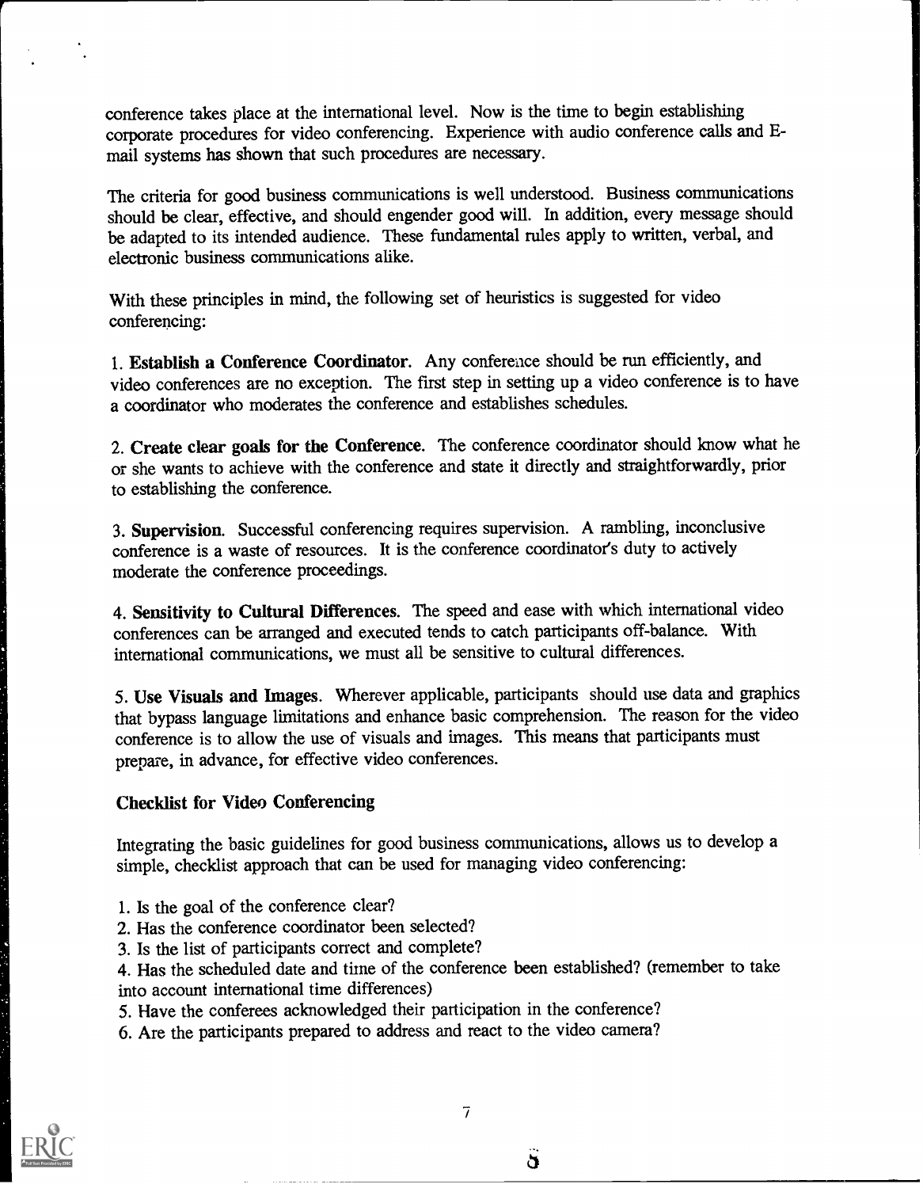conference takes place at the international level. Now is the time to begin establishing corporate procedures for video conferencing. Experience with audio conference calls and E-mail systems has shown that such procedures are necessary.

The criteria for good business communications is well understood. Business communications should be clear, effective, and should engender good will. In addition, every message should be adapted to its intended audience. These fundamental rules apply to written, verbal, and electronic business communications alike.

With these principles in mind, the following set of heuristics is suggested for video conferencing:

1. **Establish a Conference Coordinator**. Any conference should be run efficiently, and video conferences are no exception. The first step in setting up a video conference is to have a coordinator who moderates the conference and establishes schedules.

2. **Create clear goals for the Conference**. The conference coordinator should know what he or she wants to achieve with the conference and state it directly and straightforwardly, prior to establishing the conference.

3. **Supervision**. Successful conferencing requires supervision. A rambling, inconclusive conference is a waste of resources. It is the conference coordinator's duty to actively moderate the conference proceedings.

4. **Sensitivity to Cultural Differences**. The speed and ease with which international video conferences can be arranged and executed tends to catch participants off-balance. With international communications, we must all be sensitive to cultural differences.

5. **Use Visuals and Images**. Wherever applicable, participants should use data and graphics that bypass language limitations and enhance basic comprehension. The reason for the video conference is to allow the use of visuals and images. This means that participants must prepare, in advance, for effective video conferences.

### Checklist for Video Conferencing

Integrating the basic guidelines for good business communications, allows us to develop a simple, checklist approach that can be used for managing video conferencing:

1. Is the goal of the conference clear?
2. Has the conference coordinator been selected?
3. Is the list of participants correct and complete?
4. Has the scheduled date and time of the conference been established? (remember to take into account international time differences)
5. Have the conferees acknowledged their participation in the conference?
6. Are the participants prepared to address and react to the video camera?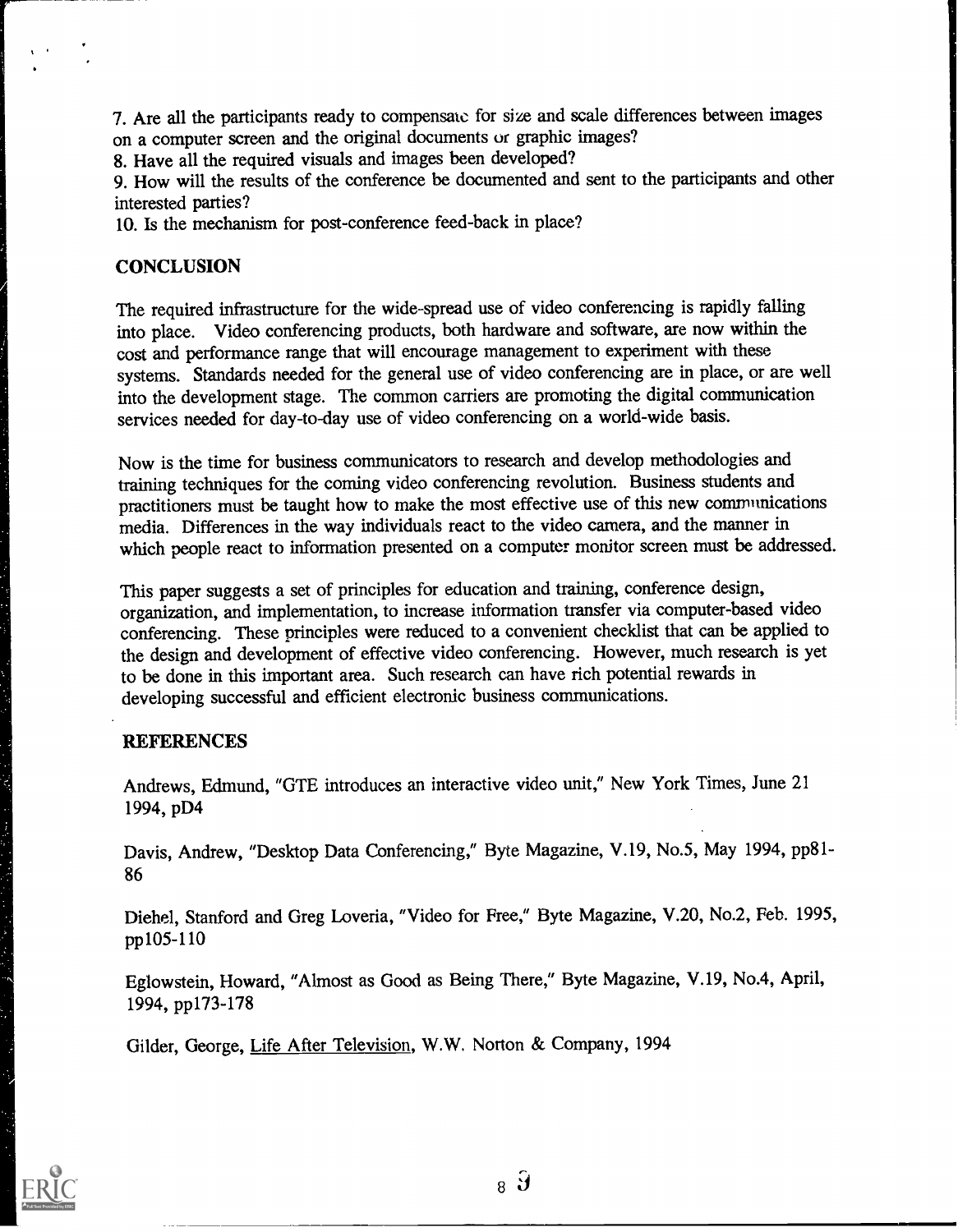7. Are all the participants ready to compensate for size and scale differences between images on a computer screen and the original documents or graphic images?
8. Have all the required visuals and images been developed?
9. How will the results of the conference be documented and sent to the participants and other interested parties?
10. Is the mechanism for post-conference feed-back in place?

## CONCLUSION

The required infrastructure for the wide-spread use of video conferencing is rapidly falling into place. Video conferencing products, both hardware and software, are now within the cost and performance range that will encourage management to experiment with these systems. Standards needed for the general use of video conferencing are in place, or are well into the development stage. The common carriers are promoting the digital communication services needed for day-to-day use of video conferencing on a world-wide basis.

Now is the time for business communicators to research and develop methodologies and training techniques for the coming video conferencing revolution. Business students and practitioners must be taught how to make the most effective use of this new communications media. Differences in the way individuals react to the video camera, and the manner in which people react to information presented on a computer monitor screen must be addressed.

This paper suggests a set of principles for education and training, conference design, organization, and implementation, to increase information transfer via computer-based video conferencing. These principles were reduced to a convenient checklist that can be applied to the design and development of effective video conferencing. However, much research is yet to be done in this important area. Such research can have rich potential rewards in developing successful and efficient electronic business communications.

## REFERENCES

Andrews, Edmund, "GTE introduces an interactive video unit," New York Times, June 21 1994, pD4

Davis, Andrew, "Desktop Data Conferencing," Byte Magazine, V.19, No.5, May 1994, pp81-86

Diehel, Stanford and Greg Loveria, "Video for Free," Byte Magazine, V.20, No.2, Feb. 1995, pp105-110

Eglowstein, Howard, "Almost as Good as Being There," Byte Magazine, V.19, No.4, April, 1994, pp173-178

Gilder, George, Life After Television, W.W. Norton & Company, 1994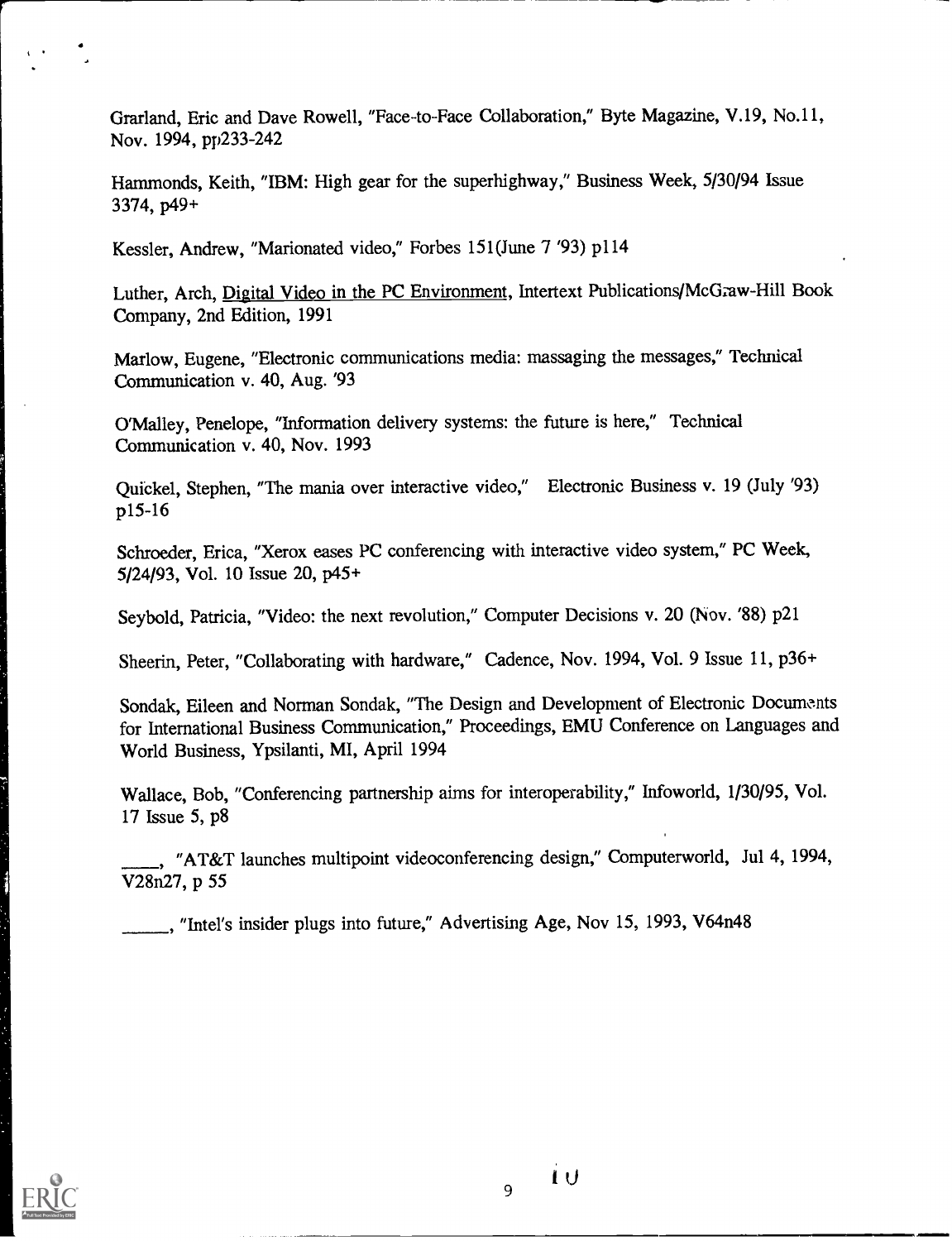Grarland, Eric and Dave Rowell, "Face-to-Face Collaboration," Byte Magazine, V.19, No.11, Nov. 1994, pp233-242

Hammonds, Keith, "IBM: High gear for the superhighway," Business Week, 5/30/94 Issue 3374, p49+

Kessler, Andrew, "Marionated video," Forbes 151(June 7 '93) p114

Luther, Arch, Digital Video in the PC Environment, Intertext Publications/McGraw-Hill Book Company, 2nd Edition, 1991

Marlow, Eugene, "Electronic communications media: massaging the messages," Technical Communication v. 40, Aug. '93

O'Malley, Penelope, "Information delivery systems: the future is here," Technical Communication v. 40, Nov. 1993

Quickel, Stephen, "The mania over interactive video," Electronic Business v. 19 (July '93) p15-16

Schroeder, Erica, "Xerox eases PC conferencing with interactive video system," PC Week, 5/24/93, Vol. 10 Issue 20, p45+

Seybold, Patricia, "Video: the next revolution," Computer Decisions v. 20 (Nov. '88) p21

Sheerin, Peter, "Collaborating with hardware," Cadence, Nov. 1994, Vol. 9 Issue 11, p36+

Sondak, Eileen and Norman Sondak, "The Design and Development of Electronic Documents for International Business Communication," Proceedings, EMU Conference on Languages and World Business, Ypsilanti, MI, April 1994

Wallace, Bob, "Conferencing partnership aims for interoperability," Infoworld, 1/30/95, Vol. 17 Issue 5, p8

____, "AT&T launches multipoint videoconferencing design," Computerworld, Jul 4, 1994, V28n27, p 55

_____, "Intel's insider plugs into future," Advertising Age, Nov 15, 1993, V64n48